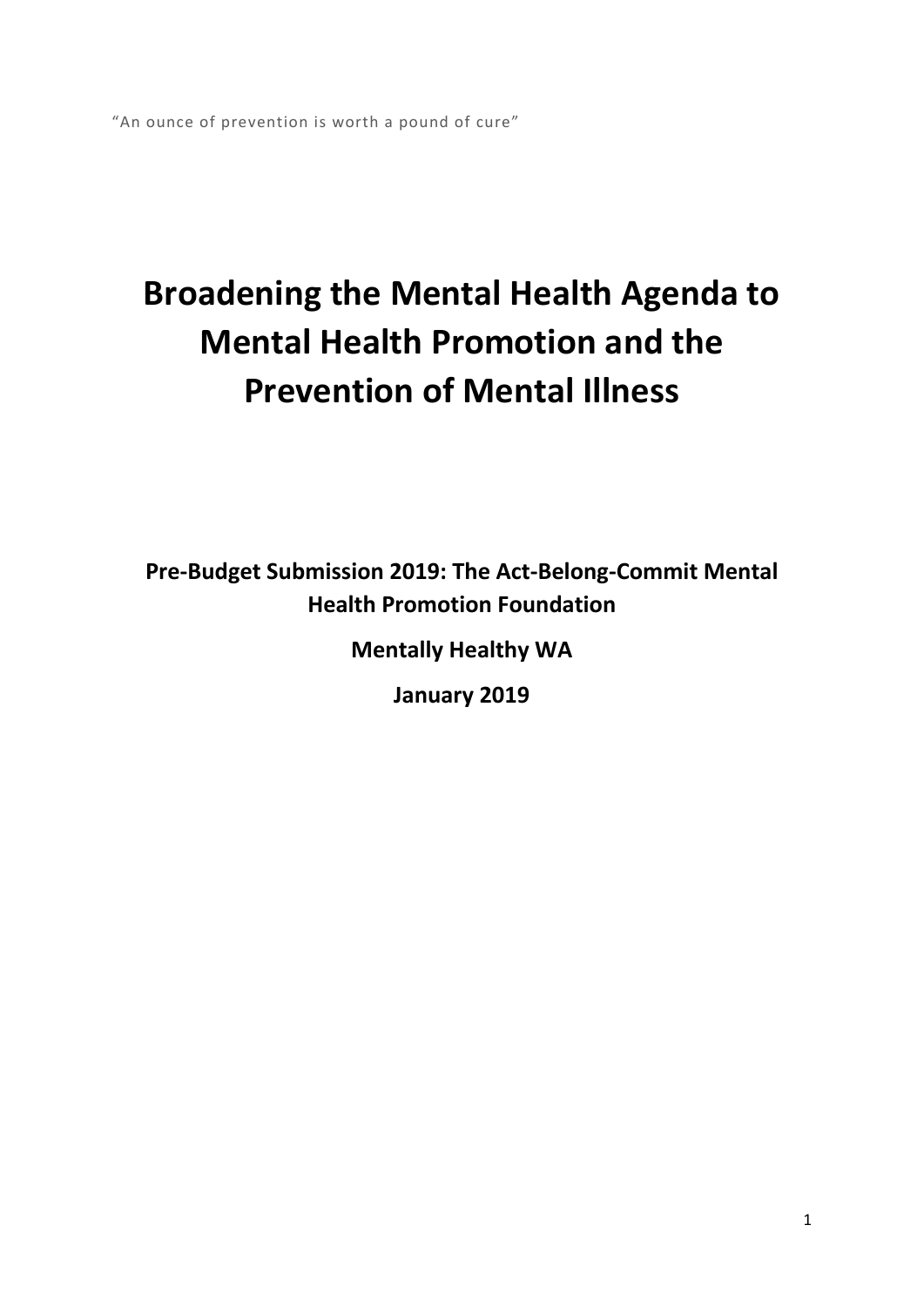"An ounce of prevention is worth a pound of cure"

# Broadening the Mental Health Agenda to Mental Health Promotion and the Prevention of Mental Illness

**Pre-Budget Submission 2019: The Act-Belong-Commit Mental Health Promotion Foundation**

**Mentally Healthy WA**

**January 2019**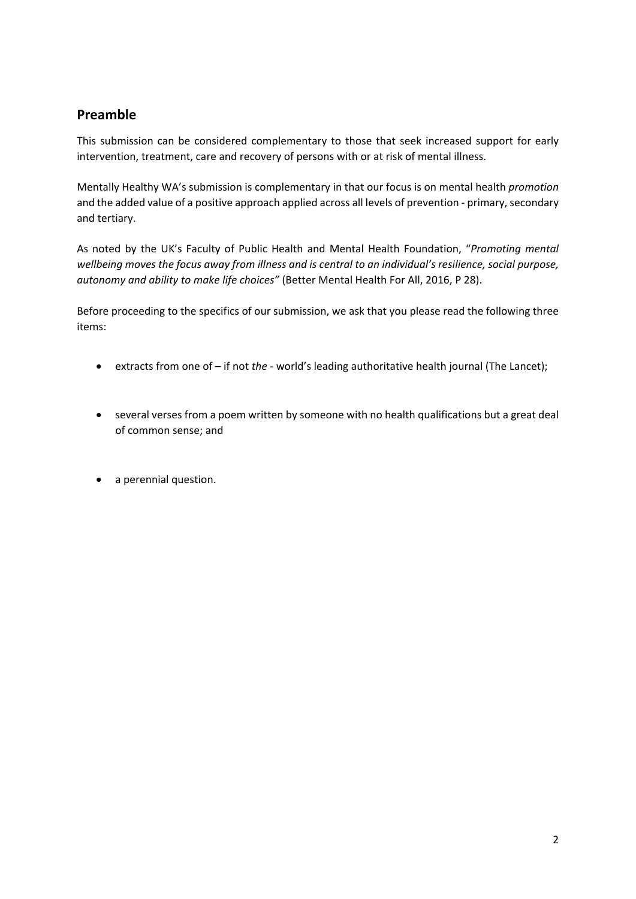## Preamble

This submission can be considered complementary to those that seek increased support for early intervention, treatment, care and recovery of persons with or at risk of mental illness.

Mentally Healthy WA's submission is complementary in that our focus is on mental health *promotion* and the added value of a positive approach applied across all levels of prevention - primary, secondary and tertiary.

As noted by the UK's Faculty of Public Health and Mental Health Foundation, "*Promoting mental wellbeing moves the focus away from illness and is central to an individual's resilience, social purpose, autonomy and ability to make life choices"* (Better Mental Health For All, 2016, P 28).

Before proceeding to the specifics of our submission, we ask that you please read the following three items:

- extracts from one of – if not *the* - world's leading authoritative health journal (The Lancet);
- several verses from a poem written by someone with no health qualifications but a great deal of common sense; and
- a perennial question.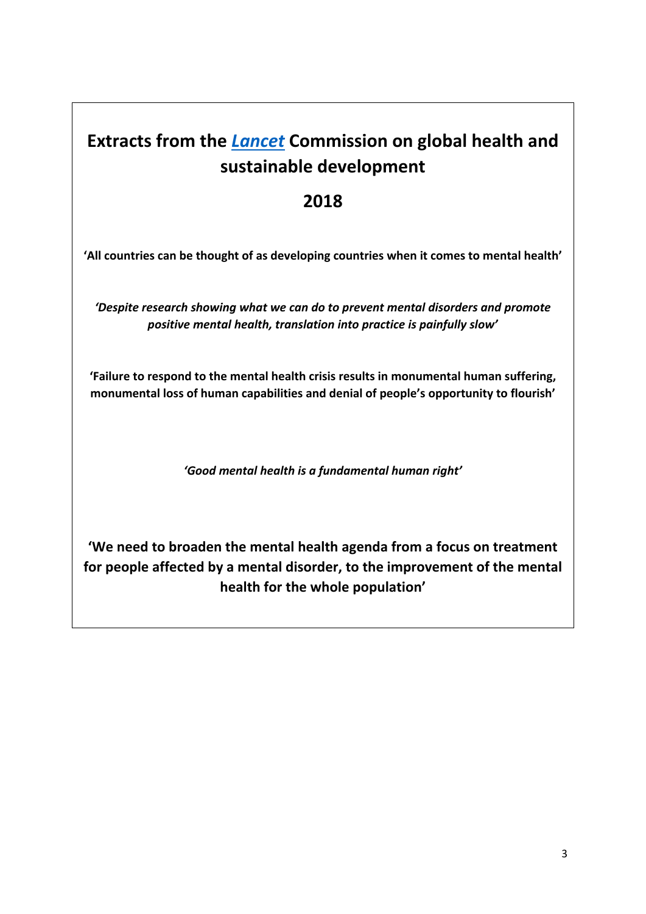# Extracts from the *Lancet* Commission on global health and sustainable development

## 2018

**'All countries can be thought of as developing countries when it comes to mental health'**

***'Despite research showing what we can do to prevent mental disorders and promote positive mental health, translation into practice is painfully slow'***

**'Failure to respond to the mental health crisis results in monumental human suffering, monumental loss of human capabilities and denial of people's opportunity to flourish'**

***'Good mental health is a fundamental human right'***

**'We need to broaden the mental health agenda from a focus on treatment for people affected by a mental disorder, to the improvement of the mental health for the whole population'**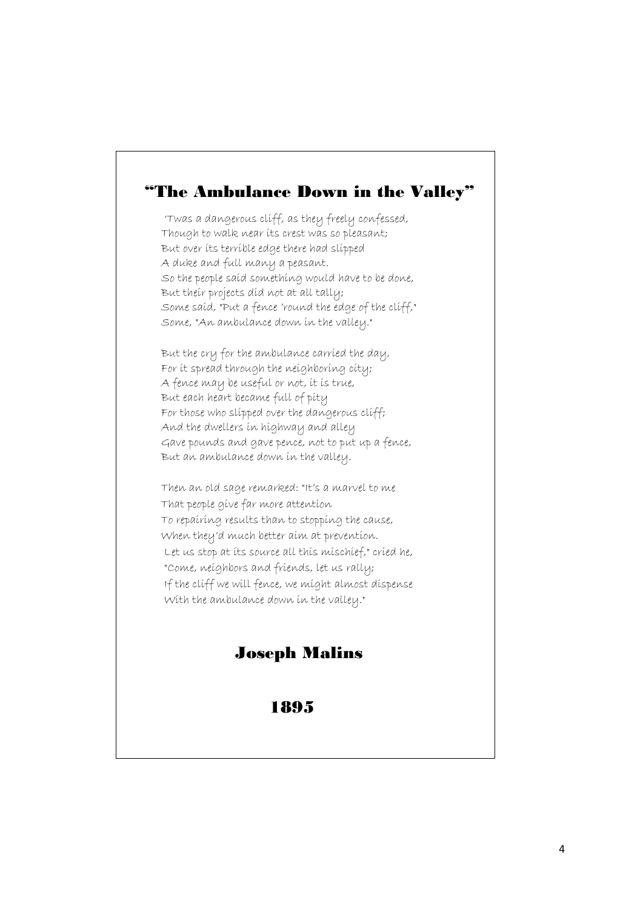## "The Ambulance Down in the Valley"

'Twas a dangerous cliff, as they freely confessed,
Though to walk near its crest was so pleasant;
But over its terrible edge there had slipped
A duke and full many a peasant.
So the people said something would have to be done,
But their projects did not at all tally;
Some said, "Put a fence 'round the edge of the cliff,"
Some, "An ambulance down in the valley."

But the cry for the ambulance carried the day,
For it spread through the neighboring city;
A fence may be useful or not, it is true,
But each heart became full of pity
For those who slipped over the dangerous cliff;
And the dwellers in highway and alley
Gave pounds and gave pence, not to put up a fence,
But an ambulance down in the valley.

Then an old sage remarked: "It's a marvel to me
That people give far more attention
To repairing results than to stopping the cause,
When they'd much better aim at prevention.
Let us stop at its source all this mischief," cried he,
"Come, neighbors and friends, let us rally;
If the cliff we will fence, we might almost dispense
With the ambulance down in the valley."

**Joseph Malins**

**1895**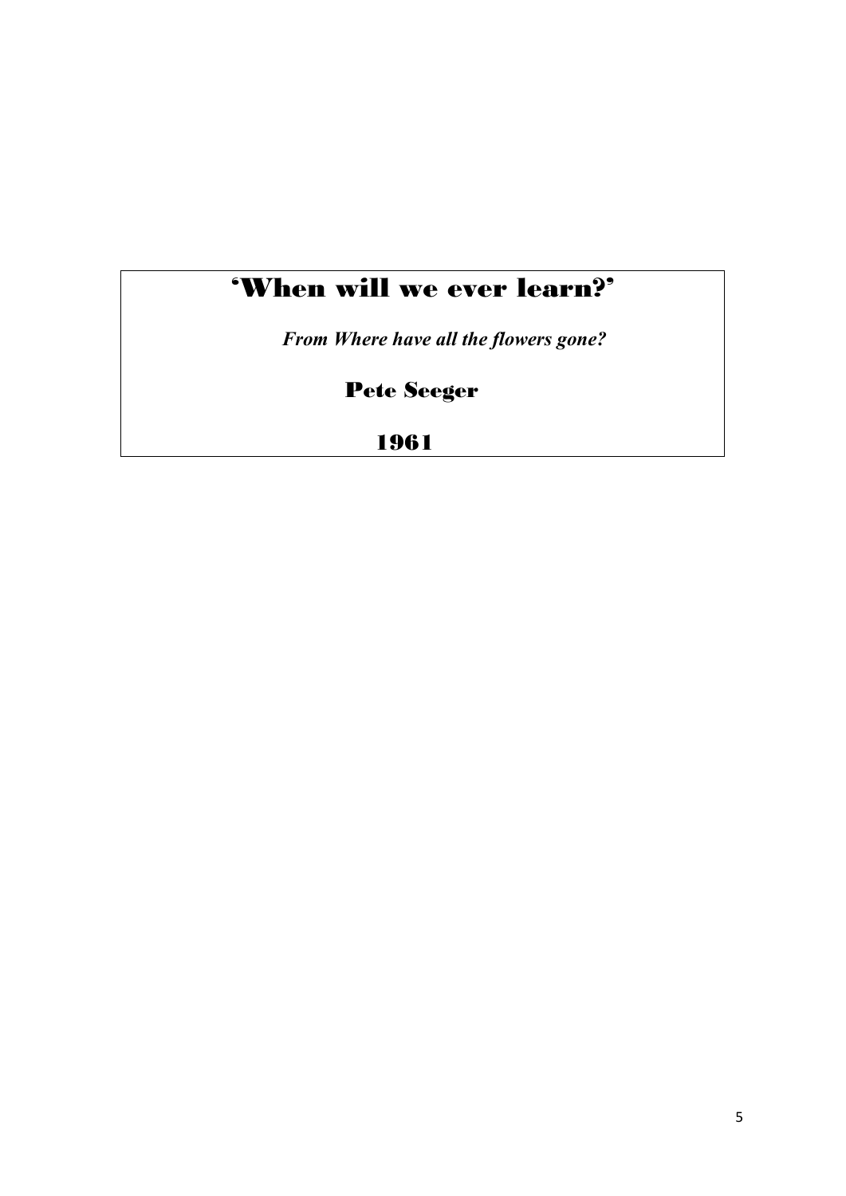# 'When will we ever learn?'

*From Where have all the flowers gone?*

**Pete Seeger**

**1961**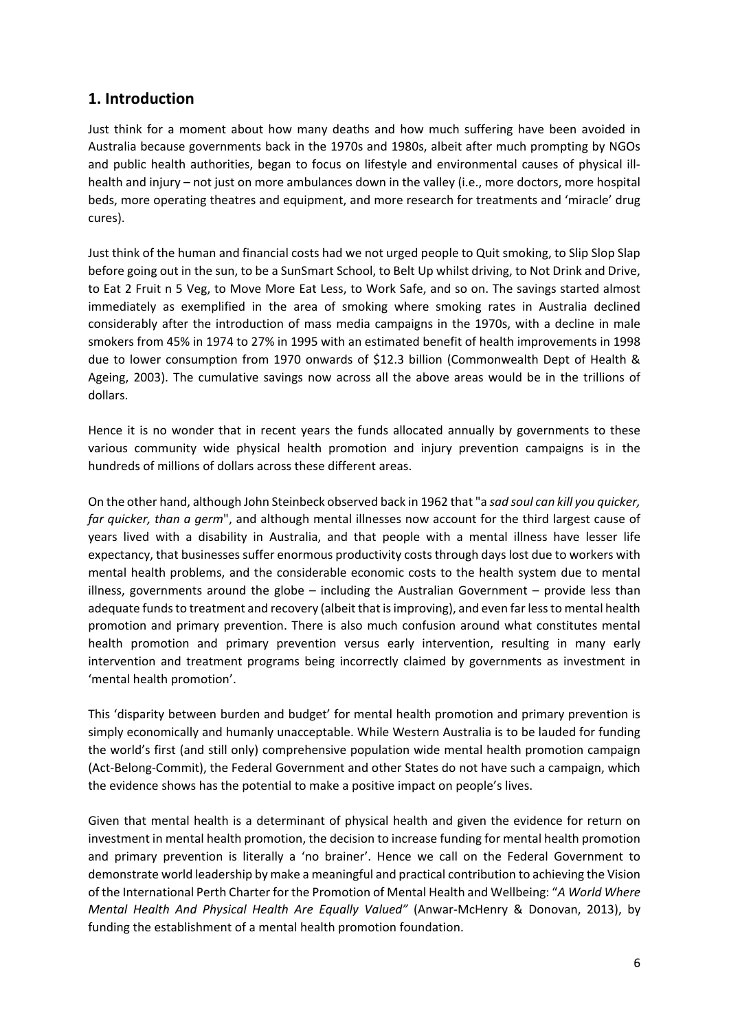## 1. Introduction

Just think for a moment about how many deaths and how much suffering have been avoided in Australia because governments back in the 1970s and 1980s, albeit after much prompting by NGOs and public health authorities, began to focus on lifestyle and environmental causes of physical ill-health and injury – not just on more ambulances down in the valley (i.e., more doctors, more hospital beds, more operating theatres and equipment, and more research for treatments and 'miracle' drug cures).

Just think of the human and financial costs had we not urged people to Quit smoking, to Slip Slop Slap before going out in the sun, to be a SunSmart School, to Belt Up whilst driving, to Not Drink and Drive, to Eat 2 Fruit n 5 Veg, to Move More Eat Less, to Work Safe, and so on. The savings started almost immediately as exemplified in the area of smoking where smoking rates in Australia declined considerably after the introduction of mass media campaigns in the 1970s, with a decline in male smokers from 45% in 1974 to 27% in 1995 with an estimated benefit of health improvements in 1998 due to lower consumption from 1970 onwards of $12.3 billion (Commonwealth Dept of Health & Ageing, 2003). The cumulative savings now across all the above areas would be in the trillions of dollars.

Hence it is no wonder that in recent years the funds allocated annually by governments to these various community wide physical health promotion and injury prevention campaigns is in the hundreds of millions of dollars across these different areas.

On the other hand, although John Steinbeck observed back in 1962 that "a *sad soul can kill you quicker, far quicker, than a germ*", and although mental illnesses now account for the third largest cause of years lived with a disability in Australia, and that people with a mental illness have lesser life expectancy, that businesses suffer enormous productivity costs through days lost due to workers with mental health problems, and the considerable economic costs to the health system due to mental illness, governments around the globe – including the Australian Government – provide less than adequate funds to treatment and recovery (albeit that is improving), and even far less to mental health promotion and primary prevention. There is also much confusion around what constitutes mental health promotion and primary prevention versus early intervention, resulting in many early intervention and treatment programs being incorrectly claimed by governments as investment in 'mental health promotion'.

This 'disparity between burden and budget' for mental health promotion and primary prevention is simply economically and humanly unacceptable. While Western Australia is to be lauded for funding the world's first (and still only) comprehensive population wide mental health promotion campaign (Act-Belong-Commit), the Federal Government and other States do not have such a campaign, which the evidence shows has the potential to make a positive impact on people's lives.

Given that mental health is a determinant of physical health and given the evidence for return on investment in mental health promotion, the decision to increase funding for mental health promotion and primary prevention is literally a 'no brainer'. Hence we call on the Federal Government to demonstrate world leadership by make a meaningful and practical contribution to achieving the Vision of the International Perth Charter for the Promotion of Mental Health and Wellbeing: "*A World Where Mental Health And Physical Health Are Equally Valued"* (Anwar-McHenry & Donovan, 2013), by funding the establishment of a mental health promotion foundation.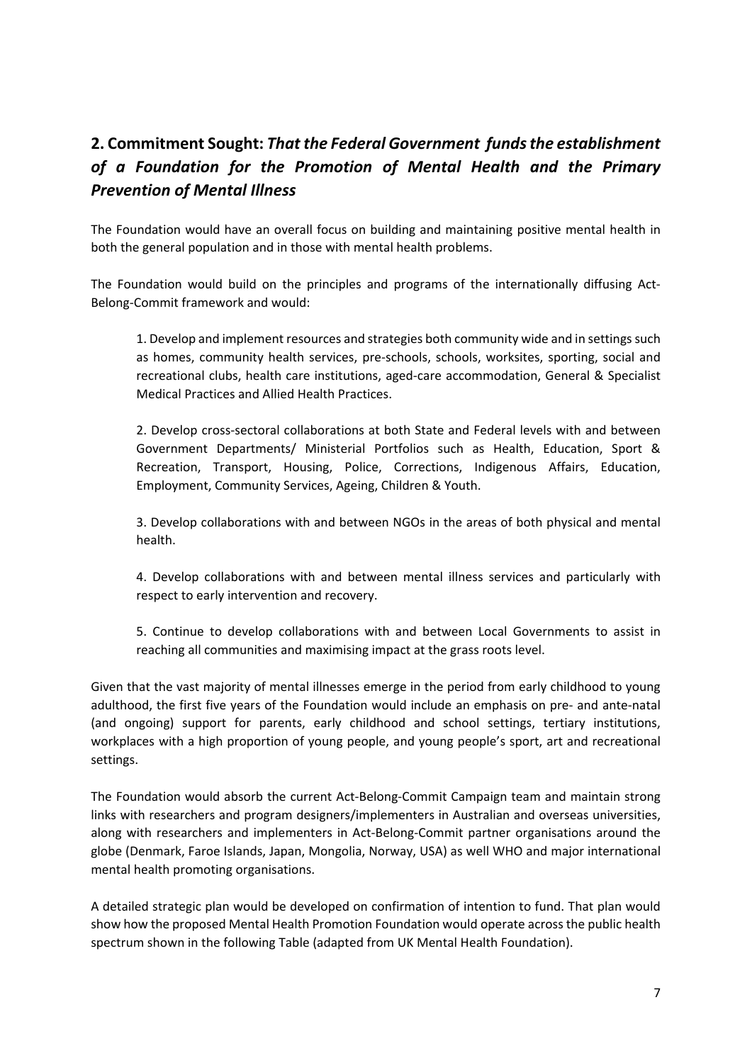## 2. Commitment Sought: *That the Federal Government funds the establishment of a Foundation for the Promotion of Mental Health and the Primary Prevention of Mental Illness*

The Foundation would have an overall focus on building and maintaining positive mental health in both the general population and in those with mental health problems.

The Foundation would build on the principles and programs of the internationally diffusing Act-Belong-Commit framework and would:

1. Develop and implement resources and strategies both community wide and in settings such as homes, community health services, pre-schools, schools, worksites, sporting, social and recreational clubs, health care institutions, aged-care accommodation, General & Specialist Medical Practices and Allied Health Practices.

2. Develop cross-sectoral collaborations at both State and Federal levels with and between Government Departments/ Ministerial Portfolios such as Health, Education, Sport & Recreation, Transport, Housing, Police, Corrections, Indigenous Affairs, Education, Employment, Community Services, Ageing, Children & Youth.

3. Develop collaborations with and between NGOs in the areas of both physical and mental health.

4. Develop collaborations with and between mental illness services and particularly with respect to early intervention and recovery.

5. Continue to develop collaborations with and between Local Governments to assist in reaching all communities and maximising impact at the grass roots level.

Given that the vast majority of mental illnesses emerge in the period from early childhood to young adulthood, the first five years of the Foundation would include an emphasis on pre- and ante-natal (and ongoing) support for parents, early childhood and school settings, tertiary institutions, workplaces with a high proportion of young people, and young people's sport, art and recreational settings.

The Foundation would absorb the current Act-Belong-Commit Campaign team and maintain strong links with researchers and program designers/implementers in Australian and overseas universities, along with researchers and implementers in Act-Belong-Commit partner organisations around the globe (Denmark, Faroe Islands, Japan, Mongolia, Norway, USA) as well WHO and major international mental health promoting organisations.

A detailed strategic plan would be developed on confirmation of intention to fund. That plan would show how the proposed Mental Health Promotion Foundation would operate across the public health spectrum shown in the following Table (adapted from UK Mental Health Foundation).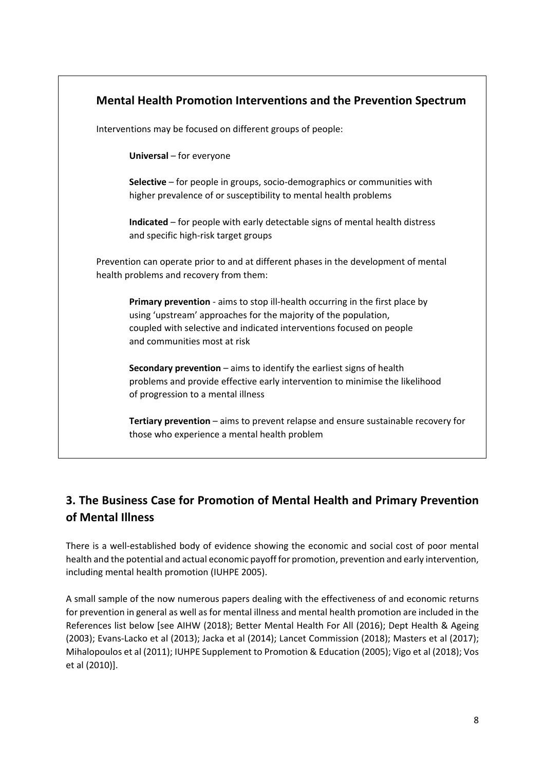### Mental Health Promotion Interventions and the Prevention Spectrum

Interventions may be focused on different groups of people:

**Universal** – for everyone

**Selective** – for people in groups, socio-demographics or communities with higher prevalence of or susceptibility to mental health problems

**Indicated** – for people with early detectable signs of mental health distress and specific high-risk target groups

Prevention can operate prior to and at different phases in the development of mental health problems and recovery from them:

**Primary prevention** - aims to stop ill-health occurring in the first place by using 'upstream' approaches for the majority of the population, coupled with selective and indicated interventions focused on people and communities most at risk

**Secondary prevention** – aims to identify the earliest signs of health problems and provide effective early intervention to minimise the likelihood of progression to a mental illness

**Tertiary prevention** – aims to prevent relapse and ensure sustainable recovery for those who experience a mental health problem

## 3. The Business Case for Promotion of Mental Health and Primary Prevention of Mental Illness

There is a well-established body of evidence showing the economic and social cost of poor mental health and the potential and actual economic payoff for promotion, prevention and early intervention, including mental health promotion (IUHPE 2005).

A small sample of the now numerous papers dealing with the effectiveness of and economic returns for prevention in general as well as for mental illness and mental health promotion are included in the References list below [see AIHW (2018); Better Mental Health For All (2016); Dept Health & Ageing (2003); Evans-Lacko et al (2013); Jacka et al (2014); Lancet Commission (2018); Masters et al (2017); Mihalopoulos et al (2011); IUHPE Supplement to Promotion & Education (2005); Vigo et al (2018); Vos et al (2010)].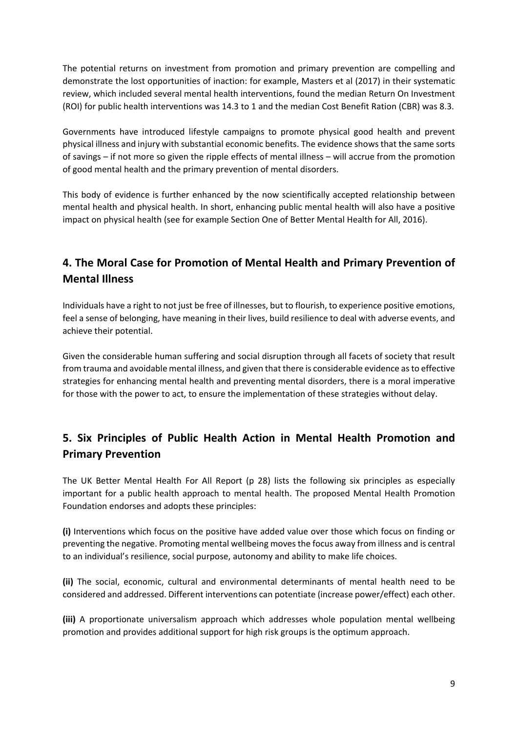The potential returns on investment from promotion and primary prevention are compelling and demonstrate the lost opportunities of inaction: for example, Masters et al (2017) in their systematic review, which included several mental health interventions, found the median Return On Investment (ROI) for public health interventions was 14.3 to 1 and the median Cost Benefit Ration (CBR) was 8.3.

Governments have introduced lifestyle campaigns to promote physical good health and prevent physical illness and injury with substantial economic benefits. The evidence shows that the same sorts of savings – if not more so given the ripple effects of mental illness – will accrue from the promotion of good mental health and the primary prevention of mental disorders.

This body of evidence is further enhanced by the now scientifically accepted relationship between mental health and physical health. In short, enhancing public mental health will also have a positive impact on physical health (see for example Section One of Better Mental Health for All, 2016).

## 4. The Moral Case for Promotion of Mental Health and Primary Prevention of Mental Illness

Individuals have a right to not just be free of illnesses, but to flourish, to experience positive emotions, feel a sense of belonging, have meaning in their lives, build resilience to deal with adverse events, and achieve their potential.

Given the considerable human suffering and social disruption through all facets of society that result from trauma and avoidable mental illness, and given that there is considerable evidence as to effective strategies for enhancing mental health and preventing mental disorders, there is a moral imperative for those with the power to act, to ensure the implementation of these strategies without delay.

## 5. Six Principles of Public Health Action in Mental Health Promotion and Primary Prevention

The UK Better Mental Health For All Report (p 28) lists the following six principles as especially important for a public health approach to mental health. The proposed Mental Health Promotion Foundation endorses and adopts these principles:

**(i)** Interventions which focus on the positive have added value over those which focus on finding or preventing the negative. Promoting mental wellbeing moves the focus away from illness and is central to an individual's resilience, social purpose, autonomy and ability to make life choices.

**(ii)** The social, economic, cultural and environmental determinants of mental health need to be considered and addressed. Different interventions can potentiate (increase power/effect) each other.

**(iii)** A proportionate universalism approach which addresses whole population mental wellbeing promotion and provides additional support for high risk groups is the optimum approach.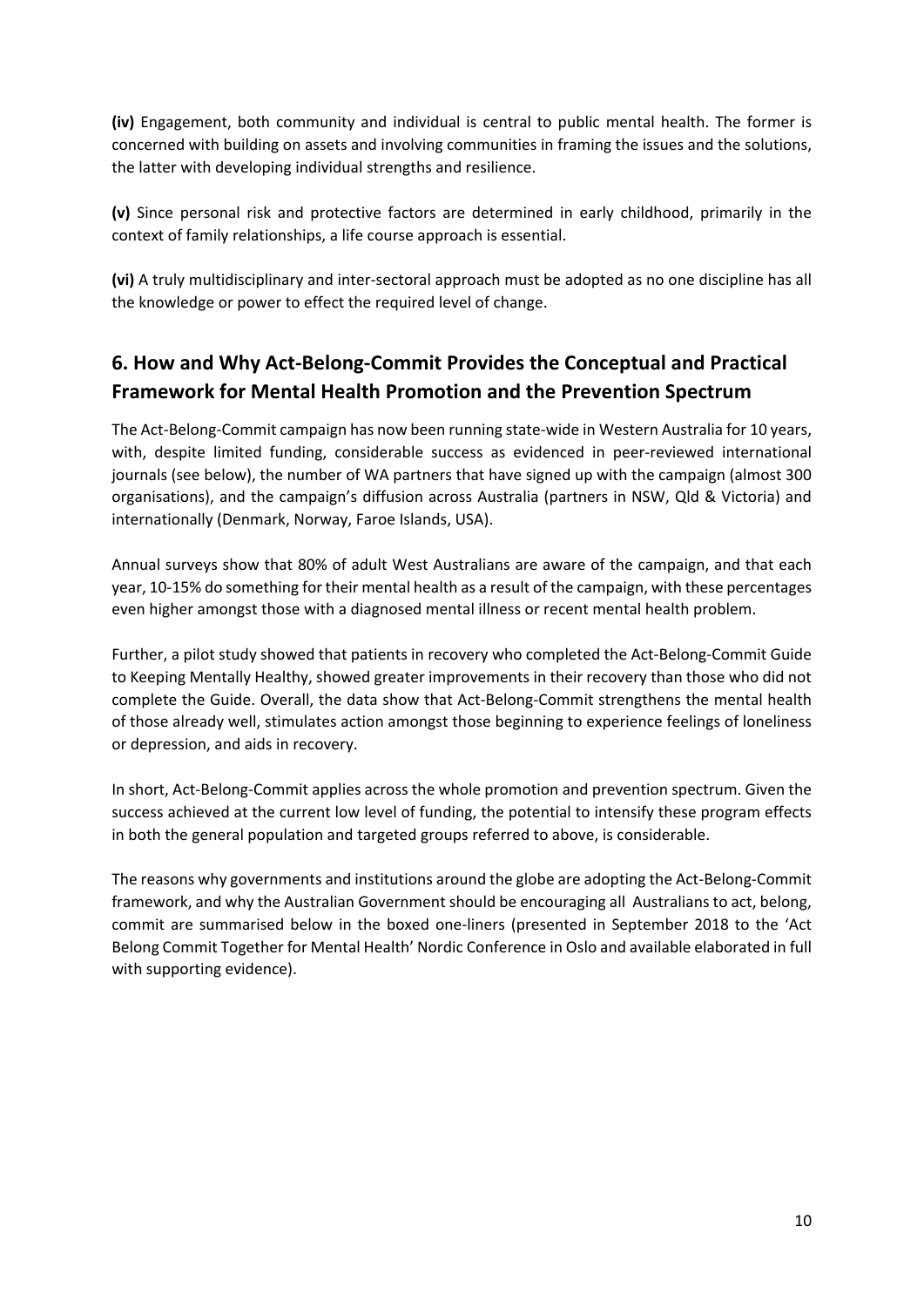**(iv)** Engagement, both community and individual is central to public mental health. The former is concerned with building on assets and involving communities in framing the issues and the solutions, the latter with developing individual strengths and resilience.

**(v)** Since personal risk and protective factors are determined in early childhood, primarily in the context of family relationships, a life course approach is essential.

**(vi)** A truly multidisciplinary and inter-sectoral approach must be adopted as no one discipline has all the knowledge or power to effect the required level of change.

## 6. How and Why Act-Belong-Commit Provides the Conceptual and Practical Framework for Mental Health Promotion and the Prevention Spectrum

The Act-Belong-Commit campaign has now been running state-wide in Western Australia for 10 years, with, despite limited funding, considerable success as evidenced in peer-reviewed international journals (see below), the number of WA partners that have signed up with the campaign (almost 300 organisations), and the campaign's diffusion across Australia (partners in NSW, Qld & Victoria) and internationally (Denmark, Norway, Faroe Islands, USA).

Annual surveys show that 80% of adult West Australians are aware of the campaign, and that each year, 10-15% do something for their mental health as a result of the campaign, with these percentages even higher amongst those with a diagnosed mental illness or recent mental health problem.

Further, a pilot study showed that patients in recovery who completed the Act-Belong-Commit Guide to Keeping Mentally Healthy, showed greater improvements in their recovery than those who did not complete the Guide. Overall, the data show that Act-Belong-Commit strengthens the mental health of those already well, stimulates action amongst those beginning to experience feelings of loneliness or depression, and aids in recovery.

In short, Act-Belong-Commit applies across the whole promotion and prevention spectrum. Given the success achieved at the current low level of funding, the potential to intensify these program effects in both the general population and targeted groups referred to above, is considerable.

The reasons why governments and institutions around the globe are adopting the Act-Belong-Commit framework, and why the Australian Government should be encouraging all Australians to act, belong, commit are summarised below in the boxed one-liners (presented in September 2018 to the 'Act Belong Commit Together for Mental Health' Nordic Conference in Oslo and available elaborated in full with supporting evidence).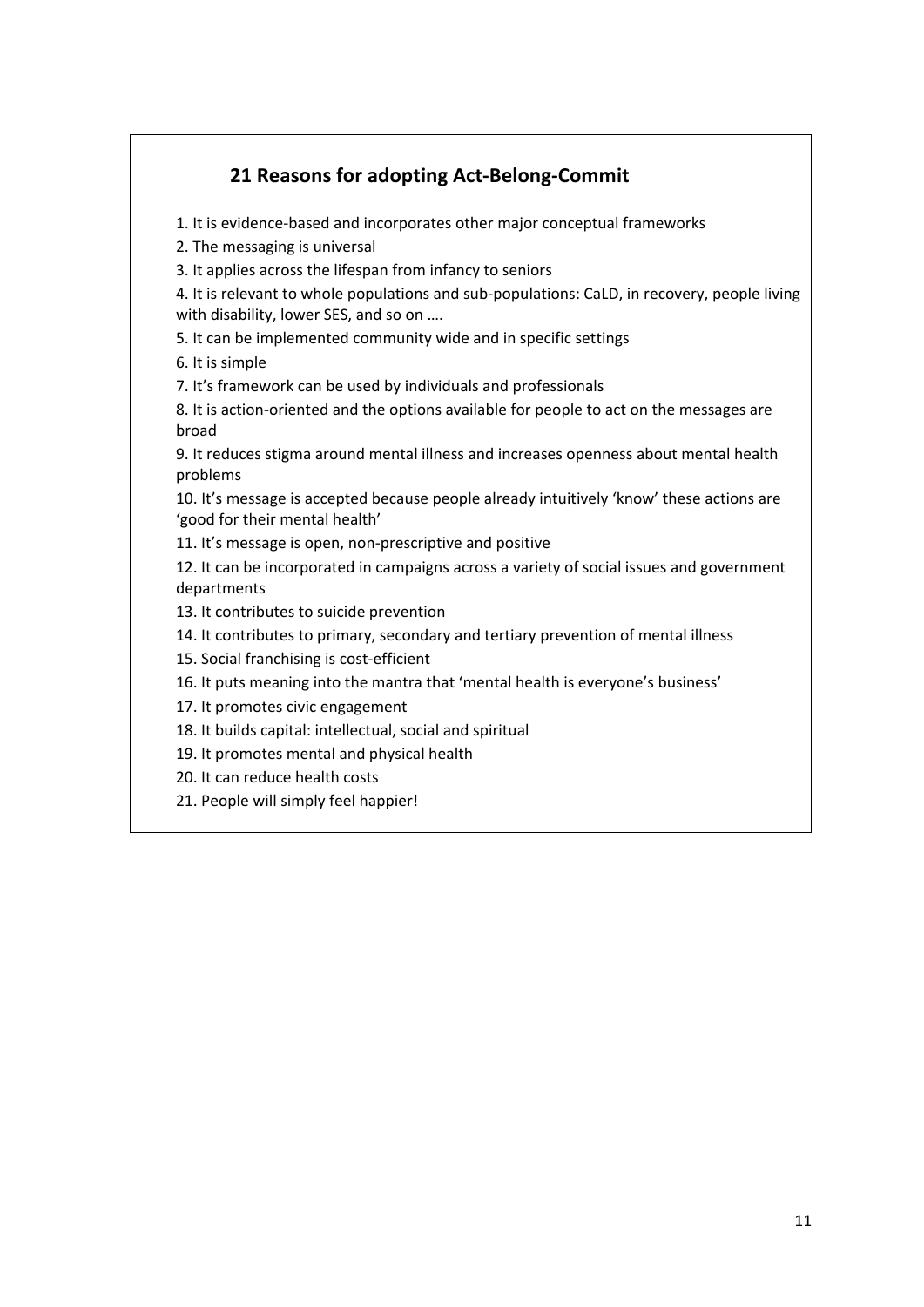## 21 Reasons for adopting Act-Belong-Commit

1. It is evidence-based and incorporates other major conceptual frameworks
2. The messaging is universal
3. It applies across the lifespan from infancy to seniors
4. It is relevant to whole populations and sub-populations: CaLD, in recovery, people living with disability, lower SES, and so on ….
5. It can be implemented community wide and in specific settings
6. It is simple
7. It's framework can be used by individuals and professionals
8. It is action-oriented and the options available for people to act on the messages are broad
9. It reduces stigma around mental illness and increases openness about mental health problems
10. It's message is accepted because people already intuitively 'know' these actions are 'good for their mental health'
11. It's message is open, non-prescriptive and positive
12. It can be incorporated in campaigns across a variety of social issues and government departments
13. It contributes to suicide prevention
14. It contributes to primary, secondary and tertiary prevention of mental illness
15. Social franchising is cost-efficient
16. It puts meaning into the mantra that 'mental health is everyone's business'
17. It promotes civic engagement
18. It builds capital: intellectual, social and spiritual
19. It promotes mental and physical health
20. It can reduce health costs
21. People will simply feel happier!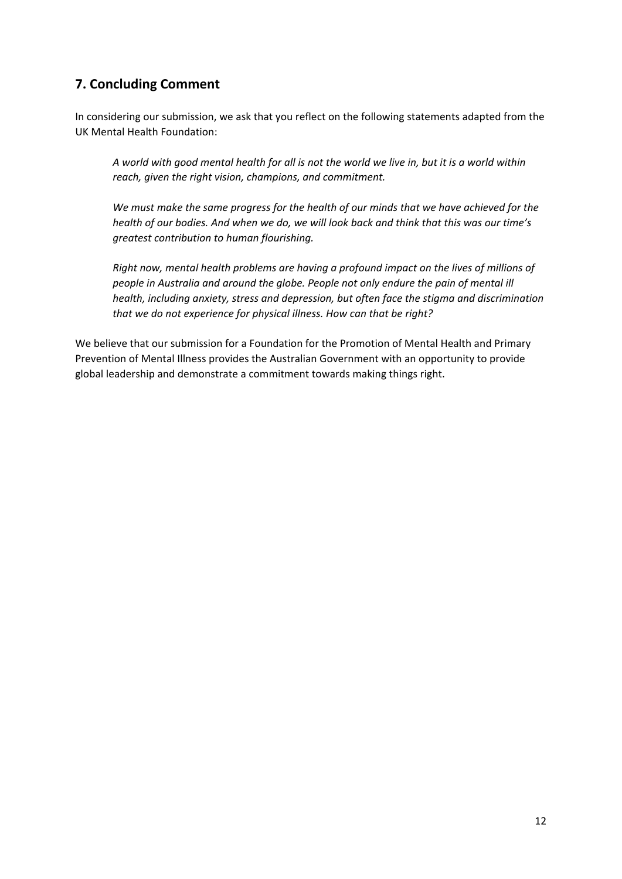## 7. Concluding Comment

In considering our submission, we ask that you reflect on the following statements adapted from the UK Mental Health Foundation:

> *A world with good mental health for all is not the world we live in, but it is a world within reach, given the right vision, champions, and commitment.*
>
> *We must make the same progress for the health of our minds that we have achieved for the health of our bodies. And when we do, we will look back and think that this was our time's greatest contribution to human flourishing.*
>
> *Right now, mental health problems are having a profound impact on the lives of millions of people in Australia and around the globe. People not only endure the pain of mental ill health, including anxiety, stress and depression, but often face the stigma and discrimination that we do not experience for physical illness. How can that be right?*

We believe that our submission for a Foundation for the Promotion of Mental Health and Primary Prevention of Mental Illness provides the Australian Government with an opportunity to provide global leadership and demonstrate a commitment towards making things right.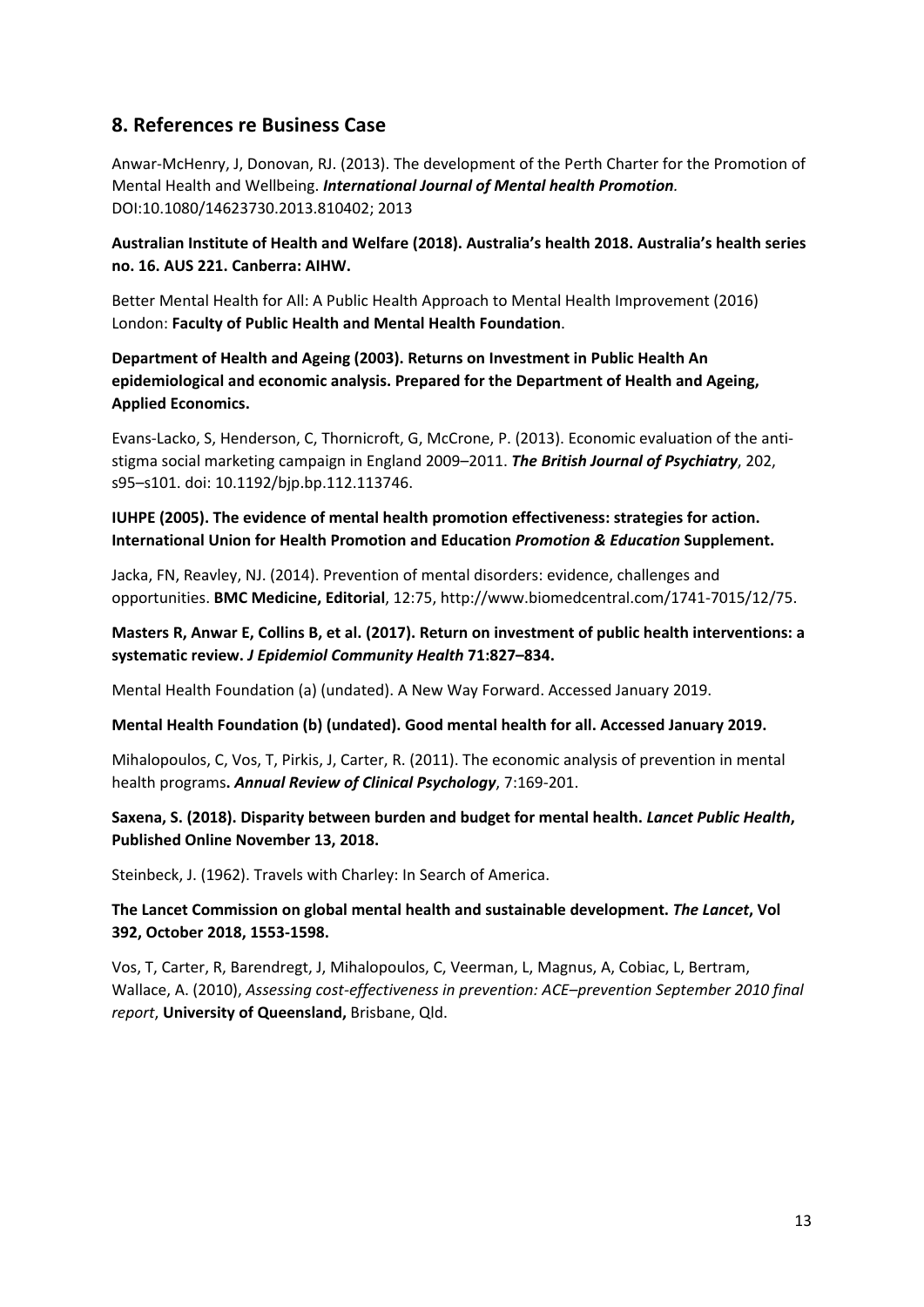## 8. References re Business Case

Anwar-McHenry, J, Donovan, RJ. (2013). The development of the Perth Charter for the Promotion of Mental Health and Wellbeing. ***International Journal of Mental health Promotion****.* DOI:10.1080/14623730.2013.810402; 2013

**Australian Institute of Health and Welfare (2018). Australia's health 2018. Australia's health series no. 16. AUS 221. Canberra: AIHW.**

Better Mental Health for All: A Public Health Approach to Mental Health Improvement (2016) London: **Faculty of Public Health and Mental Health Foundation**.

**Department of Health and Ageing (2003). Returns on Investment in Public Health An epidemiological and economic analysis. Prepared for the Department of Health and Ageing, Applied Economics.**

Evans-Lacko, S, Henderson, C, Thornicroft, G, McCrone, P. (2013). Economic evaluation of the anti-stigma social marketing campaign in England 2009–2011. ***The British Journal of Psychiatry***, 202, s95–s101. doi: 10.1192/bjp.bp.112.113746.

**IUHPE (2005). The evidence of mental health promotion effectiveness: strategies for action. International Union for Health Promotion and Education *Promotion & Education* Supplement.**

Jacka, FN, Reavley, NJ. (2014). Prevention of mental disorders: evidence, challenges and opportunities. **BMC Medicine, Editorial**, 12:75, http://www.biomedcentral.com/1741-7015/12/75.

**Masters R, Anwar E, Collins B, et al. (2017). Return on investment of public health interventions: a systematic review. *J Epidemiol Community Health* 71:827–834.**

Mental Health Foundation (a) (undated). A New Way Forward. Accessed January 2019.

**Mental Health Foundation (b) (undated). Good mental health for all. Accessed January 2019.**

Mihalopoulos, C, Vos, T, Pirkis, J, Carter, R. (2011). The economic analysis of prevention in mental health programs**.** ***Annual Review of Clinical Psychology***, 7:169-201.

**Saxena, S. (2018). Disparity between burden and budget for mental health. *Lancet Public Health*, Published Online November 13, 2018.**

Steinbeck, J. (1962). Travels with Charley: In Search of America.

**The Lancet Commission on global mental health and sustainable development. *The Lancet*, Vol 392, October 2018, 1553-1598.**

Vos, T, Carter, R, Barendregt, J, Mihalopoulos, C, Veerman, L, Magnus, A, Cobiac, L, Bertram, Wallace, A. (2010), *Assessing cost-effectiveness in prevention: ACE–prevention September 2010 final report*, **University of Queensland,** Brisbane, Qld.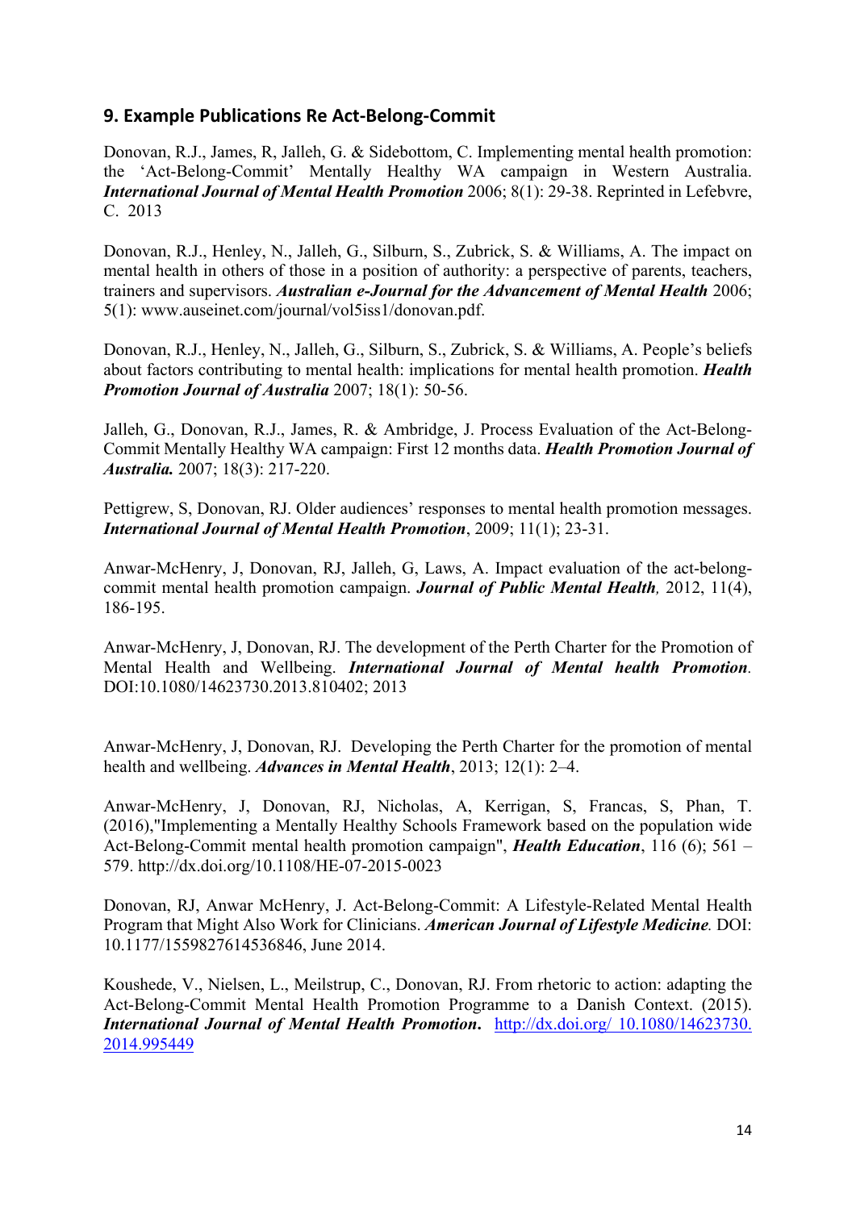## 9. Example Publications Re Act-Belong-Commit

Donovan, R.J., James, R, Jalleh, G. & Sidebottom, C. Implementing mental health promotion: the 'Act-Belong-Commit' Mentally Healthy WA campaign in Western Australia. ***International Journal of Mental Health Promotion*** 2006; 8(1): 29-38. Reprinted in Lefebvre, C. 2013

Donovan, R.J., Henley, N., Jalleh, G., Silburn, S., Zubrick, S. & Williams, A. The impact on mental health in others of those in a position of authority: a perspective of parents, teachers, trainers and supervisors. ***Australian e-Journal for the Advancement of Mental Health*** 2006; 5(1): www.auseinet.com/journal/vol5iss1/donovan.pdf.

Donovan, R.J., Henley, N., Jalleh, G., Silburn, S., Zubrick, S. & Williams, A. People's beliefs about factors contributing to mental health: implications for mental health promotion. ***Health Promotion Journal of Australia*** 2007; 18(1): 50-56.

Jalleh, G., Donovan, R.J., James, R. & Ambridge, J. Process Evaluation of the Act-Belong-Commit Mentally Healthy WA campaign: First 12 months data. ***Health Promotion Journal of Australia.*** 2007; 18(3): 217-220.

Pettigrew, S, Donovan, RJ. Older audiences' responses to mental health promotion messages. ***International Journal of Mental Health Promotion***, 2009; 11(1); 23-31.

Anwar-McHenry, J, Donovan, RJ, Jalleh, G, Laws, A. Impact evaluation of the act-belong-commit mental health promotion campaign. ***Journal of Public Mental Health***, 2012, 11(4), 186-195.

Anwar-McHenry, J, Donovan, RJ. The development of the Perth Charter for the Promotion of Mental Health and Wellbeing. ***International Journal of Mental health Promotion***. DOI:10.1080/14623730.2013.810402; 2013

Anwar-McHenry, J, Donovan, RJ. Developing the Perth Charter for the promotion of mental health and wellbeing. ***Advances in Mental Health***, 2013; 12(1): 2–4.

Anwar-McHenry, J, Donovan, RJ, Nicholas, A, Kerrigan, S, Francas, S, Phan, T. (2016),"Implementing a Mentally Healthy Schools Framework based on the population wide Act-Belong-Commit mental health promotion campaign", ***Health Education***, 116 (6); 561 – 579. http://dx.doi.org/10.1108/HE-07-2015-0023

Donovan, RJ, Anwar McHenry, J. Act-Belong-Commit: A Lifestyle-Related Mental Health Program that Might Also Work for Clinicians. ***American Journal of Lifestyle Medicine***. DOI: 10.1177/1559827614536846, June 2014.

Koushede, V., Nielsen, L., Meilstrup, C., Donovan, RJ. From rhetoric to action: adapting the Act-Belong-Commit Mental Health Promotion Programme to a Danish Context. (2015). ***International Journal of Mental Health Promotion***. http://dx.doi.org/ 10.1080/14623730.2014.995449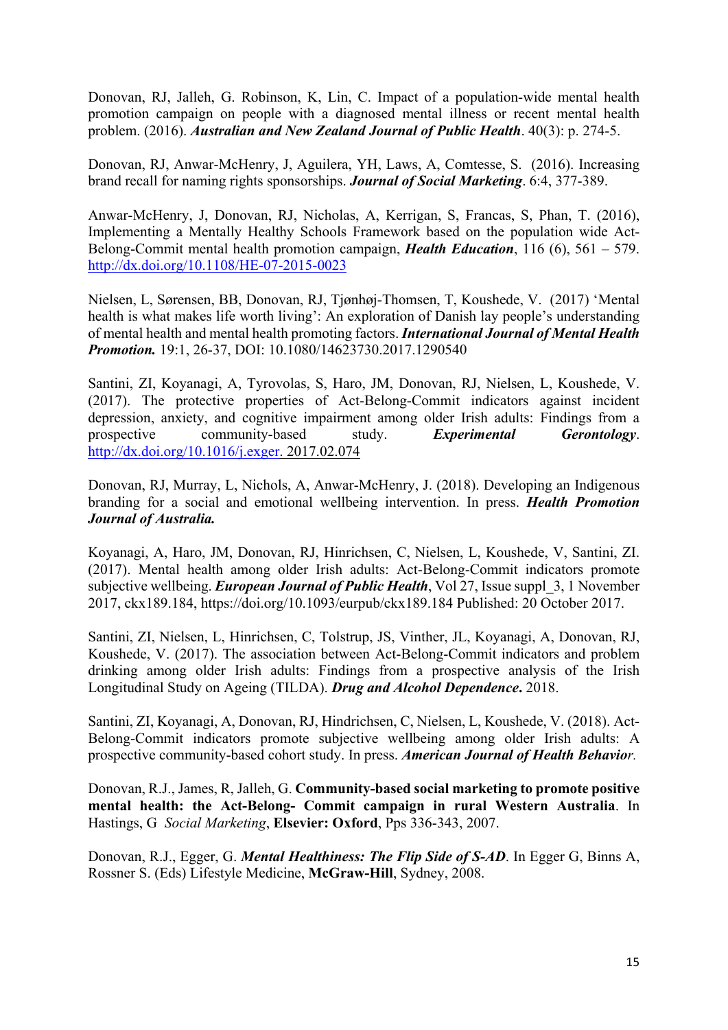Donovan, RJ, Jalleh, G. Robinson, K, Lin, C. Impact of a population-wide mental health promotion campaign on people with a diagnosed mental illness or recent mental health problem. (2016). ***Australian and New Zealand Journal of Public Health***. 40(3): p. 274-5.

Donovan, RJ, Anwar-McHenry, J, Aguilera, YH, Laws, A, Comtesse, S. (2016). Increasing brand recall for naming rights sponsorships. ***Journal of Social Marketing***. 6:4, 377-389.

Anwar-McHenry, J, Donovan, RJ, Nicholas, A, Kerrigan, S, Francas, S, Phan, T. (2016), Implementing a Mentally Healthy Schools Framework based on the population wide Act-Belong-Commit mental health promotion campaign, ***Health Education***, 116 (6), 561 – 579. http://dx.doi.org/10.1108/HE-07-2015-0023

Nielsen, L, Sørensen, BB, Donovan, RJ, Tjønhøj-Thomsen, T, Koushede, V. (2017) 'Mental health is what makes life worth living': An exploration of Danish lay people's understanding of mental health and mental health promoting factors. ***International Journal of Mental Health Promotion.*** 19:1, 26-37, DOI: 10.1080/14623730.2017.1290540

Santini, ZI, Koyanagi, A, Tyrovolas, S, Haro, JM, Donovan, RJ, Nielsen, L, Koushede, V. (2017). The protective properties of Act-Belong-Commit indicators against incident depression, anxiety, and cognitive impairment among older Irish adults: Findings from a prospective community-based study. ***Experimental Gerontology***. http://dx.doi.org/10.1016/j.exger. 2017.02.074

Donovan, RJ, Murray, L, Nichols, A, Anwar-McHenry, J. (2018). Developing an Indigenous branding for a social and emotional wellbeing intervention. In press. ***Health Promotion Journal of Australia.***

Koyanagi, A, Haro, JM, Donovan, RJ, Hinrichsen, C, Nielsen, L, Koushede, V, Santini, ZI. (2017). Mental health among older Irish adults: Act-Belong-Commit indicators promote subjective wellbeing. ***European Journal of Public Health***, Vol 27, Issue suppl_3, 1 November 2017, ckx189.184, https://doi.org/10.1093/eurpub/ckx189.184 Published: 20 October 2017.

Santini, ZI, Nielsen, L, Hinrichsen, C, Tolstrup, JS, Vinther, JL, Koyanagi, A, Donovan, RJ, Koushede, V. (2017). The association between Act-Belong-Commit indicators and problem drinking among older Irish adults: Findings from a prospective analysis of the Irish Longitudinal Study on Ageing (TILDA). ***Drug and Alcohol Dependence.*** 2018.

Santini, ZI, Koyanagi, A, Donovan, RJ, Hindrichsen, C, Nielsen, L, Koushede, V. (2018). Act-Belong-Commit indicators promote subjective wellbeing among older Irish adults: A prospective community-based cohort study. In press. ***American Journal of Health Behavior.***

Donovan, R.J., James, R, Jalleh, G. **Community-based social marketing to promote positive mental health: the Act-Belong- Commit campaign in rural Western Australia**. In Hastings, G *Social Marketing*, **Elsevier: Oxford**, Pps 336-343, 2007.

Donovan, R.J., Egger, G. ***Mental Healthiness: The Flip Side of S-AD***. In Egger G, Binns A, Rossner S. (Eds) Lifestyle Medicine, **McGraw-Hill**, Sydney, 2008.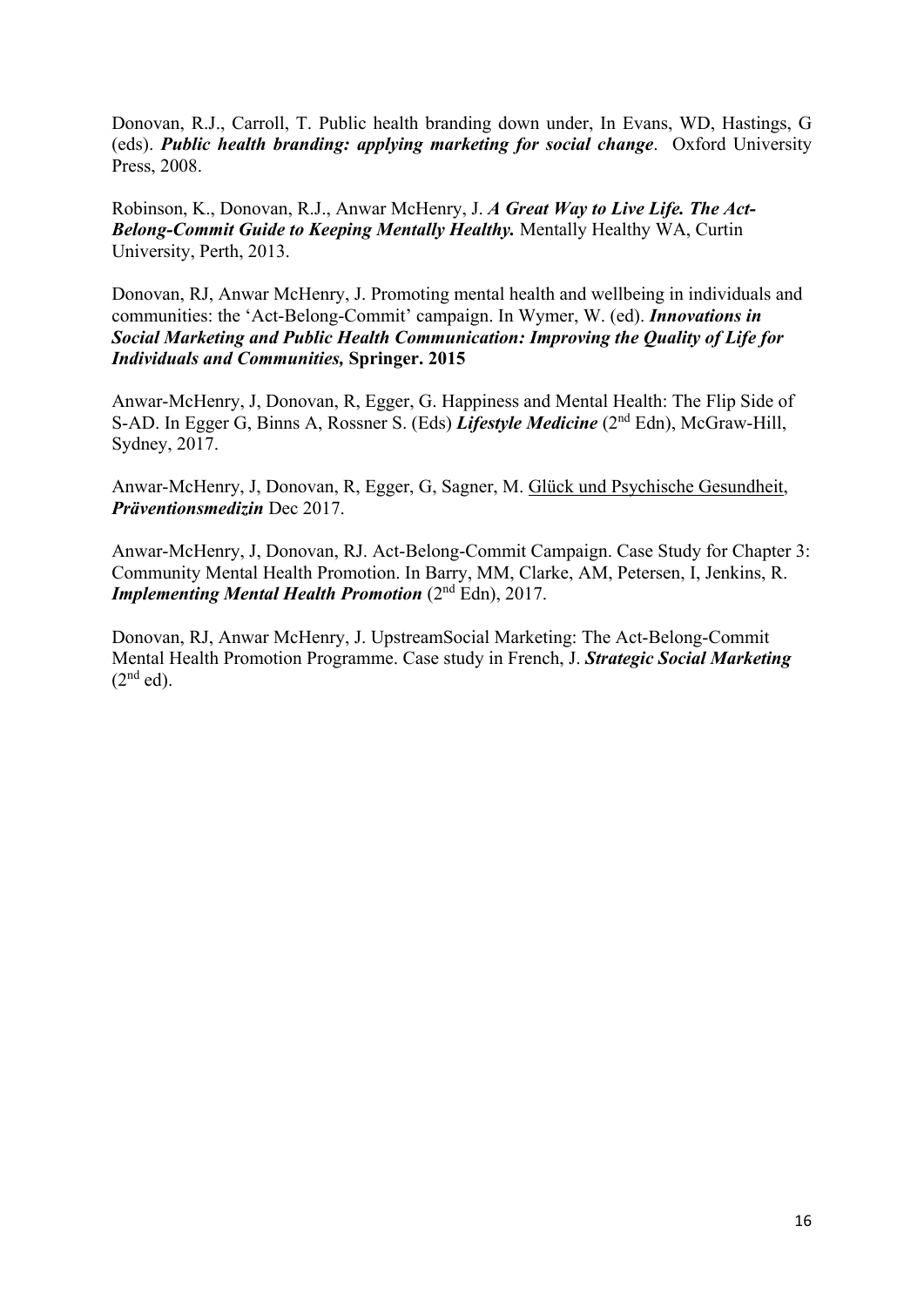Donovan, R.J., Carroll, T. Public health branding down under, In Evans, WD, Hastings, G (eds). ***Public health branding: applying marketing for social change***. Oxford University Press, 2008.

Robinson, K., Donovan, R.J., Anwar McHenry, J. ***A Great Way to Live Life. The Act-Belong-Commit Guide to Keeping Mentally Healthy.*** Mentally Healthy WA, Curtin University, Perth, 2013.

Donovan, RJ, Anwar McHenry, J. Promoting mental health and wellbeing in individuals and communities: the 'Act-Belong-Commit' campaign. In Wymer, W. (ed). ***Innovations in Social Marketing and Public Health Communication: Improving the Quality of Life for Individuals and Communities,*** **Springer. 2015**

Anwar-McHenry, J, Donovan, R, Egger, G. Happiness and Mental Health: The Flip Side of S-AD. In Egger G, Binns A, Rossner S. (Eds) ***Lifestyle Medicine*** (2nd Edn), McGraw-Hill, Sydney, 2017.

Anwar-McHenry, J, Donovan, R, Egger, G, Sagner, M. Glück und Psychische Gesundheit, ***Präventionsmedizin*** Dec 2017.

Anwar-McHenry, J, Donovan, RJ. Act-Belong-Commit Campaign. Case Study for Chapter 3: Community Mental Health Promotion. In Barry, MM, Clarke, AM, Petersen, I, Jenkins, R. ***Implementing Mental Health Promotion*** (2nd Edn), 2017.

Donovan, RJ, Anwar McHenry, J. UpstreamSocial Marketing: The Act-Belong-Commit Mental Health Promotion Programme. Case study in French, J. ***Strategic Social Marketing*** (2nd ed).